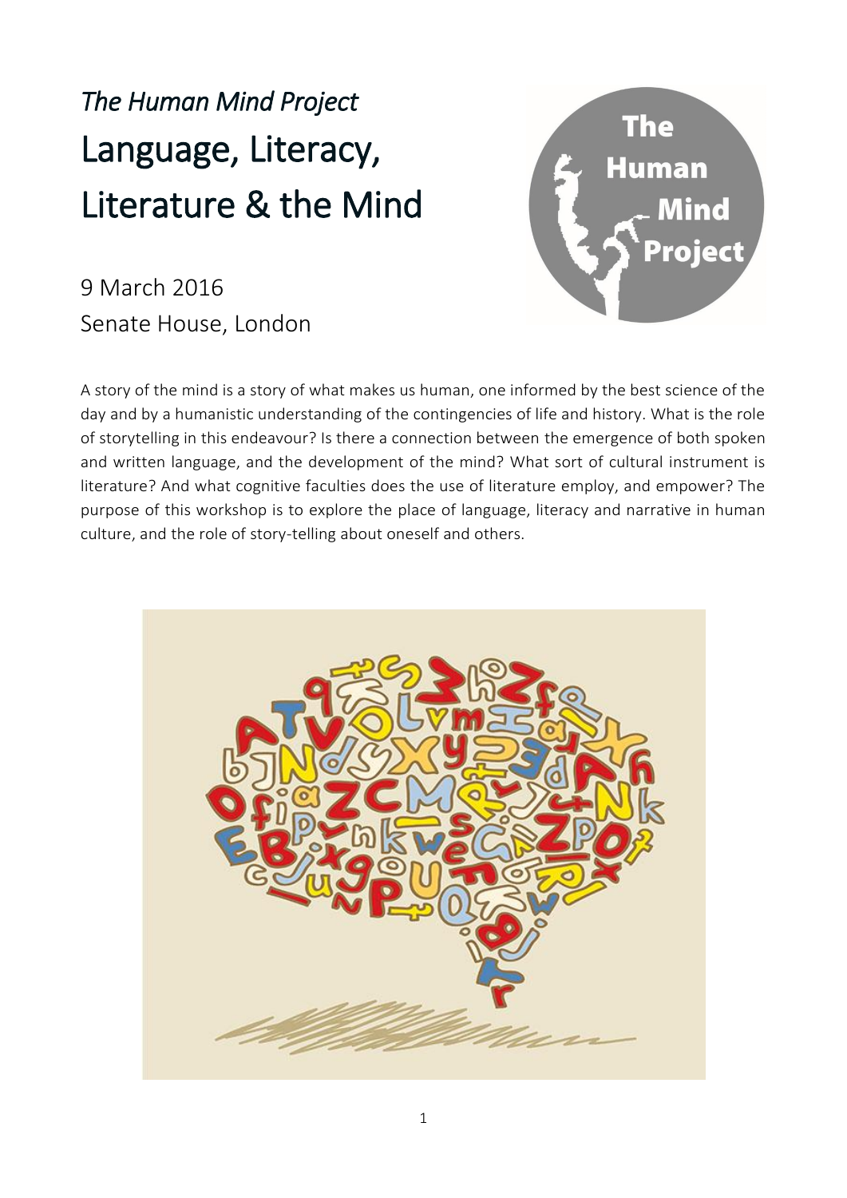*The Human Mind Project*

# Language, Literacy, Literature & the Mind

9 March 2016
Senate House, London

A story of the mind is a story of what makes us human, one informed by the best science of the day and by a humanistic understanding of the contingencies of life and history. What is the role of storytelling in this endeavour? Is there a connection between the emergence of both spoken and written language, and the development of the mind? What sort of cultural instrument is literature? And what cognitive faculties does the use of literature employ, and empower? The purpose of this workshop is to explore the place of language, literacy and narrative in human culture, and the role of story-telling about oneself and others.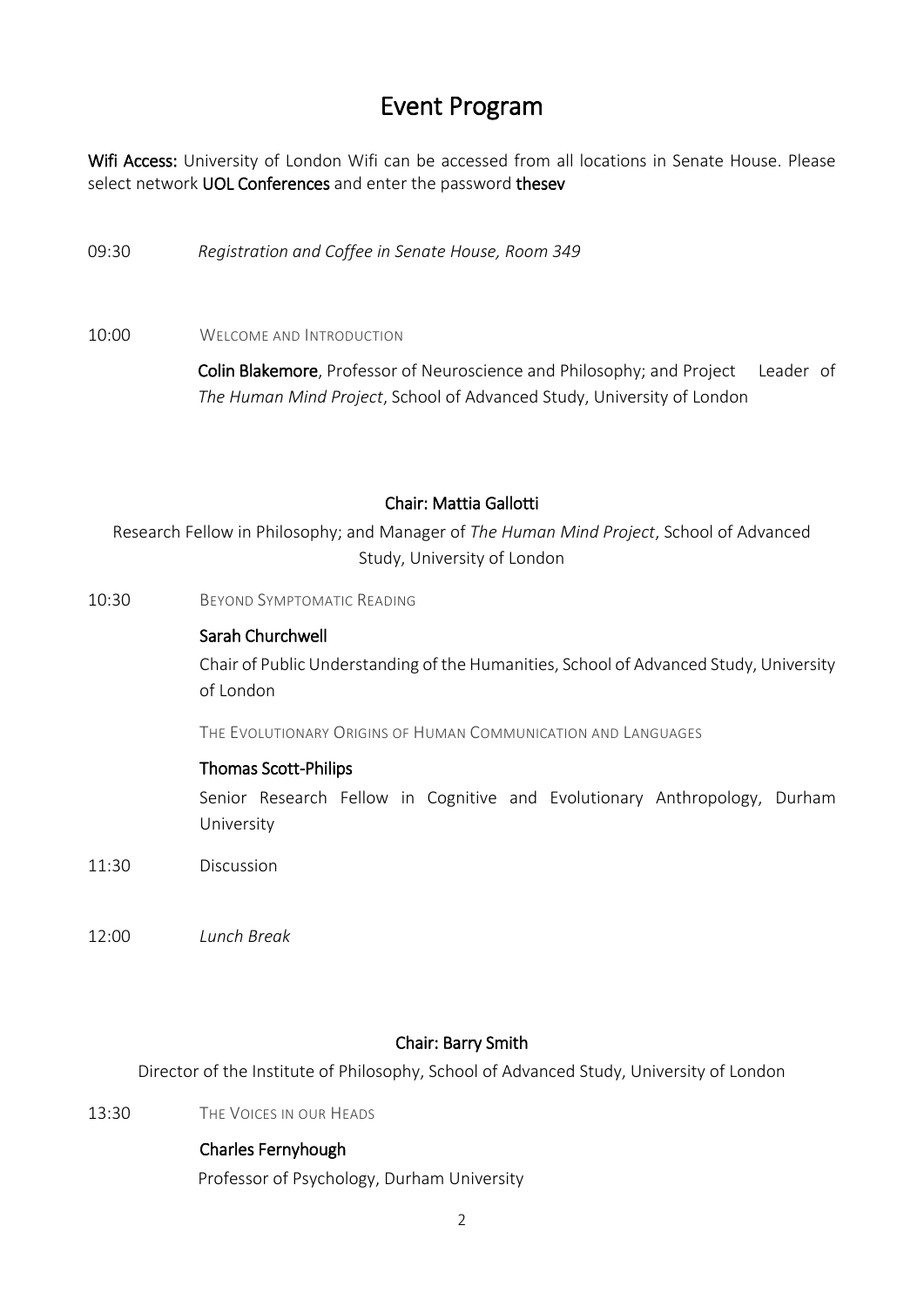# Event Program

**Wifi Access:** University of London Wifi can be accessed from all locations in Senate House. Please select network **UOL Conferences** and enter the password **thesev**

09:30 *Registration and Coffee in Senate House, Room 349*

10:00 WELCOME AND INTRODUCTION

**Colin Blakemore**, Professor of Neuroscience and Philosophy; and Project Leader of *The Human Mind Project*, School of Advanced Study, University of London

### Chair: Mattia Gallotti

Research Fellow in Philosophy; and Manager of *The Human Mind Project*, School of Advanced Study, University of London

10:30 BEYOND SYMPTOMATIC READING

**Sarah Churchwell**

Chair of Public Understanding of the Humanities, School of Advanced Study, University of London

THE EVOLUTIONARY ORIGINS OF HUMAN COMMUNICATION AND LANGUAGES

**Thomas Scott-Philips**

Senior Research Fellow in Cognitive and Evolutionary Anthropology, Durham University

11:30 Discussion

12:00 *Lunch Break*

### Chair: Barry Smith

Director of the Institute of Philosophy, School of Advanced Study, University of London

13:30 THE VOICES IN OUR HEADS

**Charles Fernyhough**

Professor of Psychology, Durham University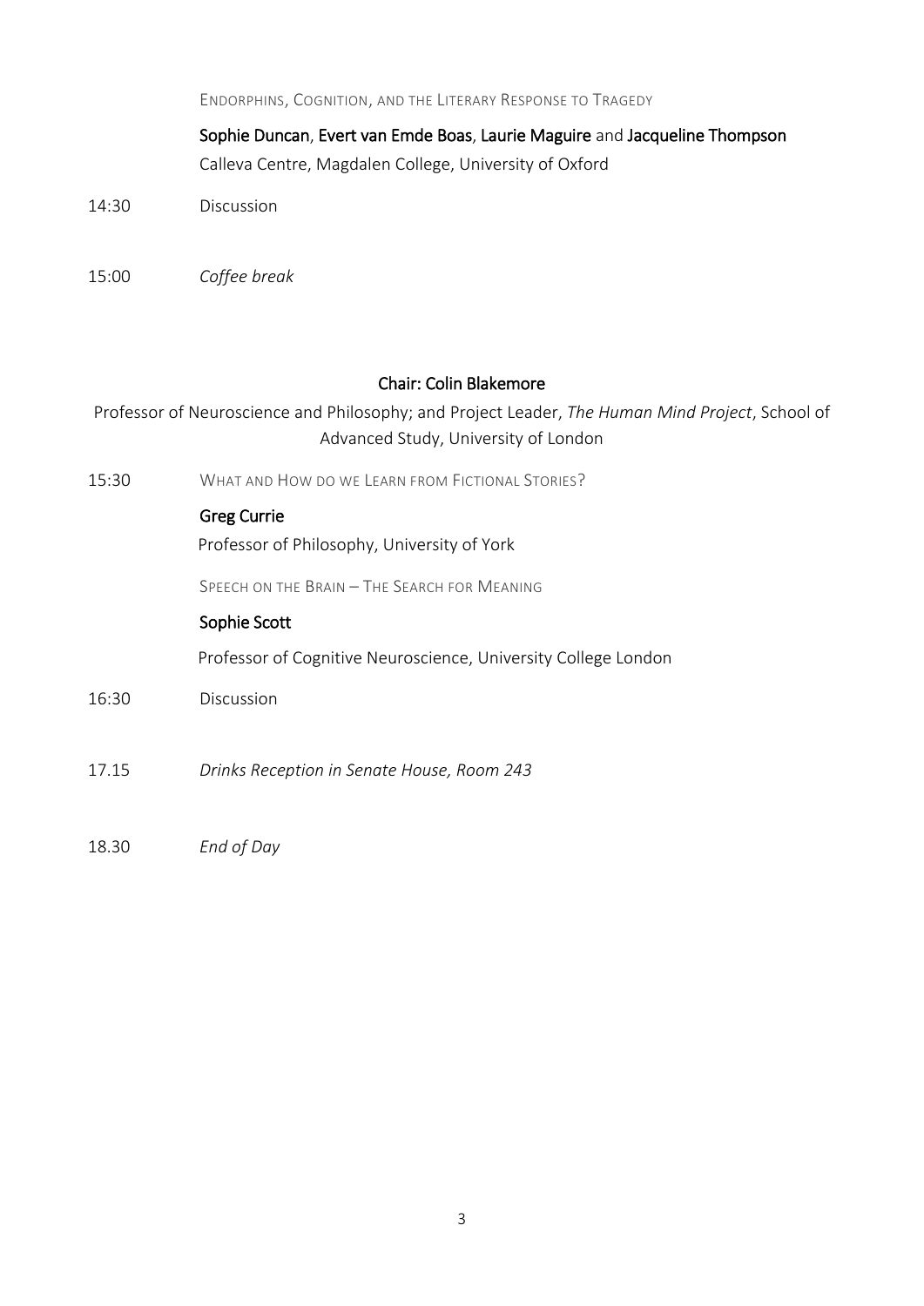ENDORPHINS, COGNITION, AND THE LITERARY RESPONSE TO TRAGEDY

**Sophie Duncan**, **Evert van Emde Boas**, **Laurie Maguire** and **Jacqueline Thompson**
Calleva Centre, Magdalen College, University of Oxford

14:30 Discussion

15:00 *Coffee break*

**Chair: Colin Blakemore**

Professor of Neuroscience and Philosophy; and Project Leader, *The Human Mind Project*, School of Advanced Study, University of London

15:30 WHAT AND HOW DO WE LEARN FROM FICTIONAL STORIES?

**Greg Currie**
Professor of Philosophy, University of York

SPEECH ON THE BRAIN – THE SEARCH FOR MEANING

**Sophie Scott**
Professor of Cognitive Neuroscience, University College London

16:30 Discussion

17.15 *Drinks Reception in Senate House, Room 243*

18.30 *End of Day*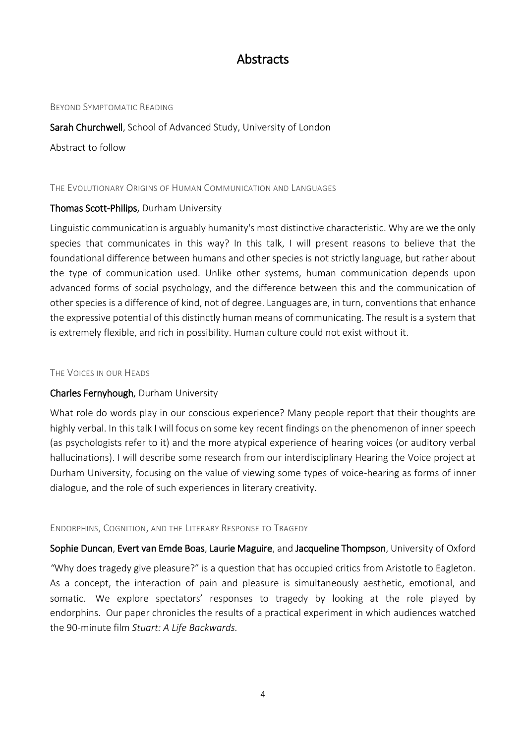# Abstracts

## Beyond Symptomatic Reading

**Sarah Churchwell**, School of Advanced Study, University of London

Abstract to follow

## The Evolutionary Origins of Human Communication and Languages

**Thomas Scott-Philips**, Durham University

Linguistic communication is arguably humanity's most distinctive characteristic. Why are we the only species that communicates in this way? In this talk, I will present reasons to believe that the foundational difference between humans and other species is not strictly language, but rather about the type of communication used. Unlike other systems, human communication depends upon advanced forms of social psychology, and the difference between this and the communication of other species is a difference of kind, not of degree. Languages are, in turn, conventions that enhance the expressive potential of this distinctly human means of communicating. The result is a system that is extremely flexible, and rich in possibility. Human culture could not exist without it.

## The Voices in our Heads

**Charles Fernyhough**, Durham University

What role do words play in our conscious experience? Many people report that their thoughts are highly verbal. In this talk I will focus on some key recent findings on the phenomenon of inner speech (as psychologists refer to it) and the more atypical experience of hearing voices (or auditory verbal hallucinations). I will describe some research from our interdisciplinary Hearing the Voice project at Durham University, focusing on the value of viewing some types of voice-hearing as forms of inner dialogue, and the role of such experiences in literary creativity.

## Endorphins, Cognition, and the Literary Response to Tragedy

**Sophie Duncan**, **Evert van Emde Boas**, **Laurie Maguire**, and **Jacqueline Thompson**, University of Oxford

"Why does tragedy give pleasure?" is a question that has occupied critics from Aristotle to Eagleton. As a concept, the interaction of pain and pleasure is simultaneously aesthetic, emotional, and somatic. We explore spectators' responses to tragedy by looking at the role played by endorphins. Our paper chronicles the results of a practical experiment in which audiences watched the 90-minute film *Stuart: A Life Backwards*.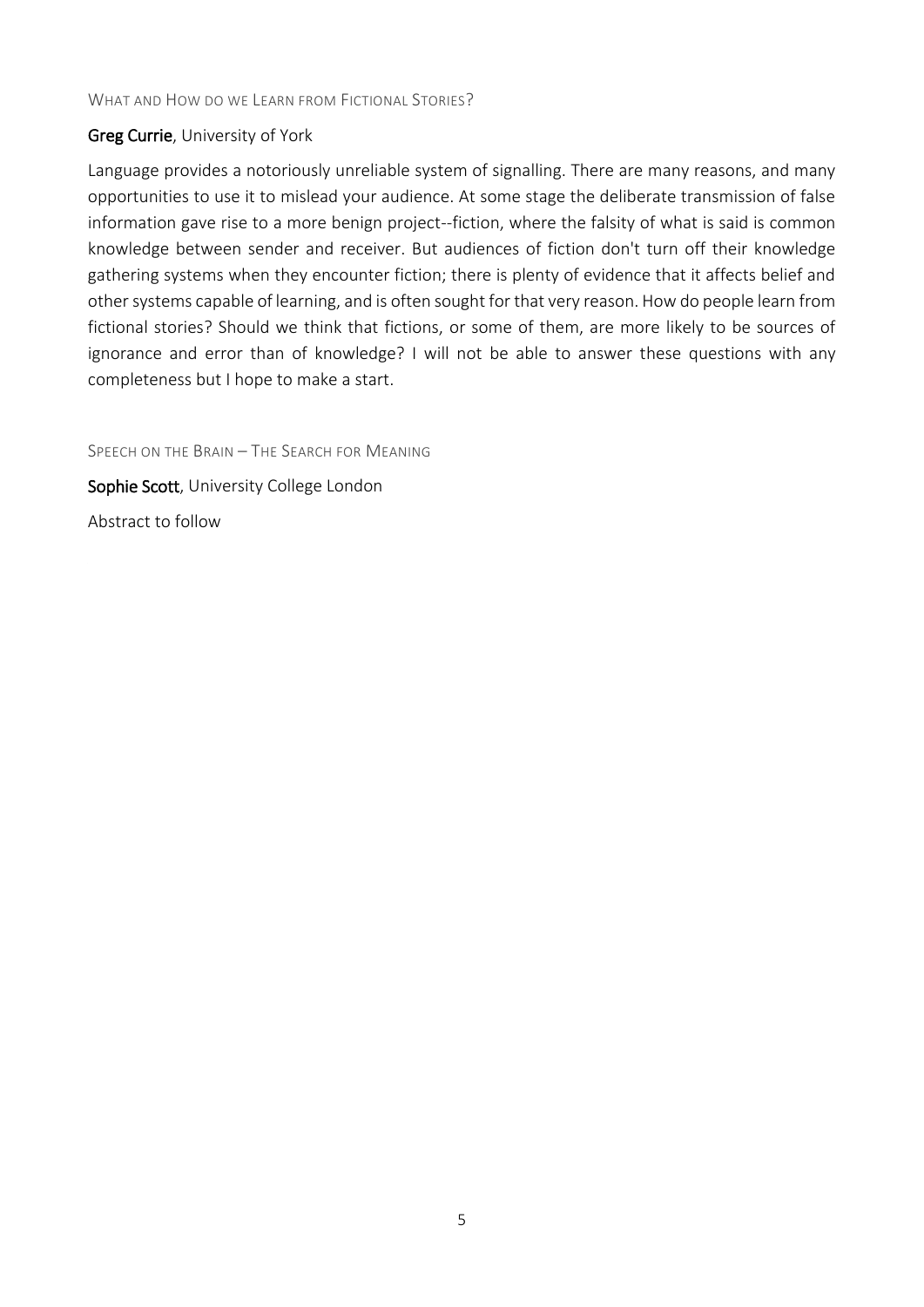## What and How do we Learn from Fictional Stories?

**Greg Currie**, University of York

Language provides a notoriously unreliable system of signalling. There are many reasons, and many opportunities to use it to mislead your audience. At some stage the deliberate transmission of false information gave rise to a more benign project--fiction, where the falsity of what is said is common knowledge between sender and receiver. But audiences of fiction don't turn off their knowledge gathering systems when they encounter fiction; there is plenty of evidence that it affects belief and other systems capable of learning, and is often sought for that very reason. How do people learn from fictional stories? Should we think that fictions, or some of them, are more likely to be sources of ignorance and error than of knowledge? I will not be able to answer these questions with any completeness but I hope to make a start.

## Speech on the Brain – The Search for Meaning

**Sophie Scott**, University College London

Abstract to follow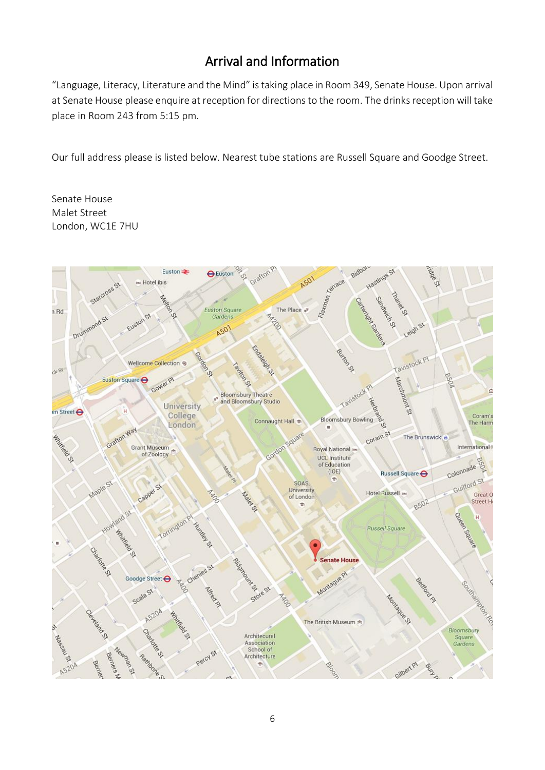# Arrival and Information

"Language, Literacy, Literature and the Mind" is taking place in Room 349, Senate House. Upon arrival at Senate House please enquire at reception for directions to the room. The drinks reception will take place in Room 243 from 5:15 pm.

Our full address please is listed below. Nearest tube stations are Russell Square and Goodge Street.

Senate House  
Malet Street  
London, WC1E 7HU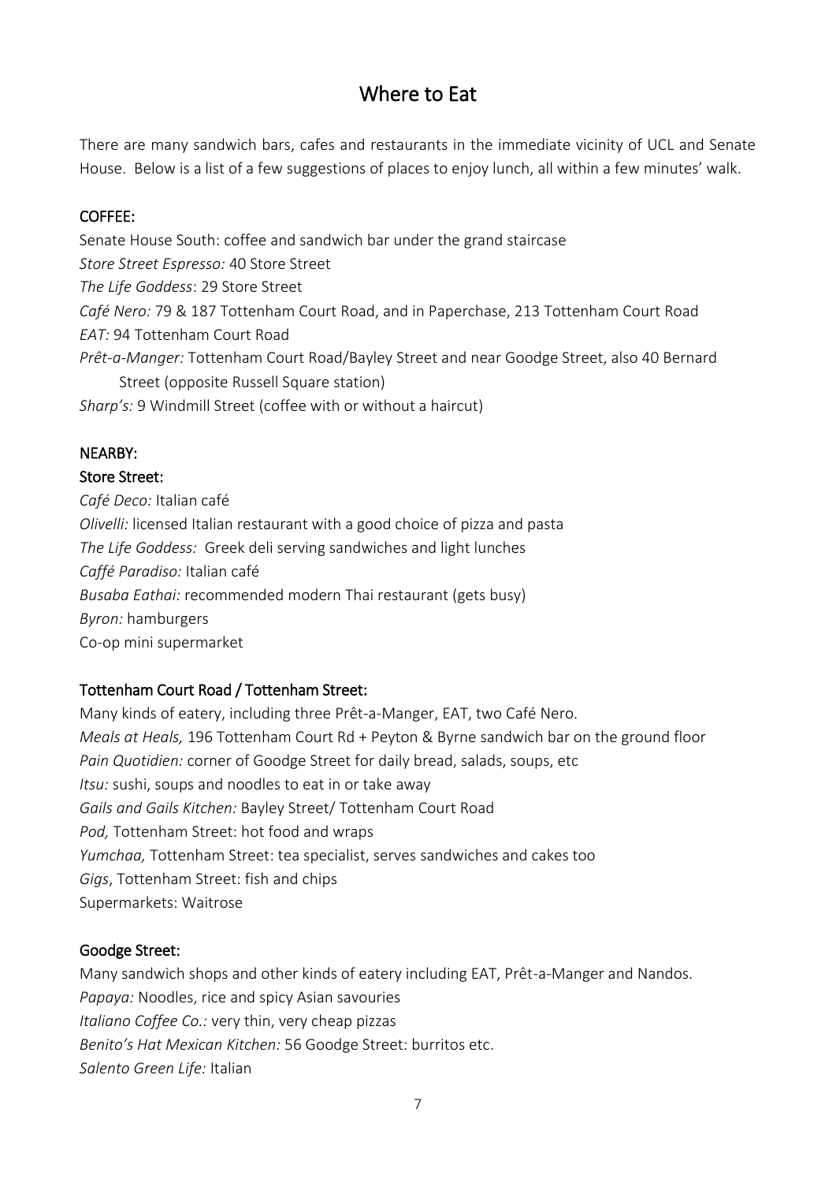# Where to Eat

There are many sandwich bars, cafes and restaurants in the immediate vicinity of UCL and Senate House. Below is a list of a few suggestions of places to enjoy lunch, all within a few minutes' walk.

## COFFEE:

Senate House South: coffee and sandwich bar under the grand staircase
*Store Street Espresso:* 40 Store Street
*The Life Goddess*: 29 Store Street
*Café Nero:* 79 & 187 Tottenham Court Road, and in Paperchase, 213 Tottenham Court Road
*EAT:* 94 Tottenham Court Road
*Prêt-a-Manger:* Tottenham Court Road/Bayley Street and near Goodge Street, also 40 Bernard Street (opposite Russell Square station)
*Sharp's:* 9 Windmill Street (coffee with or without a haircut)

## NEARBY:

### Store Street:

*Café Deco:* Italian café
*Olivelli:* licensed Italian restaurant with a good choice of pizza and pasta
*The Life Goddess:* Greek deli serving sandwiches and light lunches
*Caffé Paradiso:* Italian café
*Busaba Eathai:* recommended modern Thai restaurant (gets busy)
*Byron:* hamburgers
Co-op mini supermarket

### Tottenham Court Road / Tottenham Street:

Many kinds of eatery, including three Prêt-a-Manger, EAT, two Café Nero.
*Meals at Heals,* 196 Tottenham Court Rd + Peyton & Byrne sandwich bar on the ground floor
*Pain Quotidien:* corner of Goodge Street for daily bread, salads, soups, etc
*Itsu:* sushi, soups and noodles to eat in or take away
*Gails and Gails Kitchen:* Bayley Street/ Tottenham Court Road
*Pod,* Tottenham Street: hot food and wraps
*Yumchaa,* Tottenham Street: tea specialist, serves sandwiches and cakes too
*Gigs*, Tottenham Street: fish and chips
Supermarkets: Waitrose

### Goodge Street:

Many sandwich shops and other kinds of eatery including EAT, Prêt-a-Manger and Nandos.
*Papaya:* Noodles, rice and spicy Asian savouries
*Italiano Coffee Co.:* very thin, very cheap pizzas
*Benito's Hat Mexican Kitchen:* 56 Goodge Street: burritos etc.
*Salento Green Life:* Italian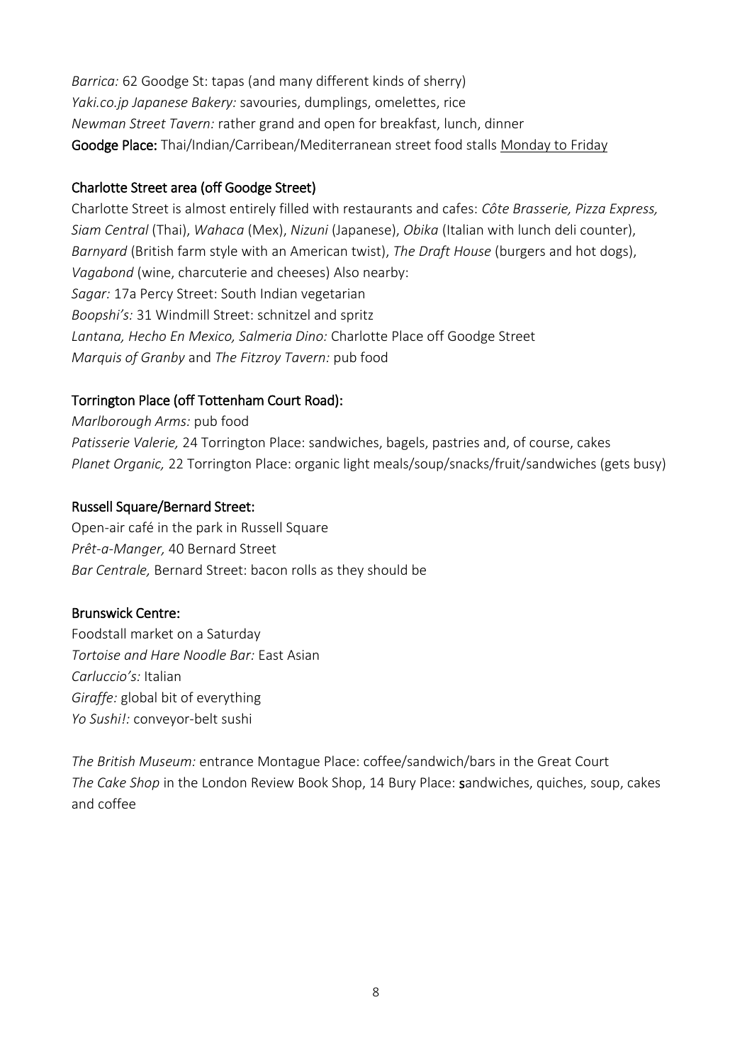*Barrica:* 62 Goodge St: tapas (and many different kinds of sherry)
*Yaki.co.jp Japanese Bakery:* savouries, dumplings, omelettes, rice
*Newman Street Tavern:* rather grand and open for breakfast, lunch, dinner
**Goodge Place:** Thai/Indian/Carribean/Mediterranean street food stalls <u>Monday to Friday</u>

### Charlotte Street area (off Goodge Street)

Charlotte Street is almost entirely filled with restaurants and cafes: *Côte Brasserie, Pizza Express, Siam Central* (Thai), *Wahaca* (Mex), *Nizuni* (Japanese), *Obika* (Italian with lunch deli counter), *Barnyard* (British farm style with an American twist), *The Draft House* (burgers and hot dogs), *Vagabond* (wine, charcuterie and cheeses) Also nearby:
*Sagar:* 17a Percy Street: South Indian vegetarian
*Boopshi's:* 31 Windmill Street: schnitzel and spritz
*Lantana, Hecho En Mexico, Salmeria Dino:* Charlotte Place off Goodge Street
*Marquis of Granby* and *The Fitzroy Tavern:* pub food

### Torrington Place (off Tottenham Court Road):

*Marlborough Arms:* pub food
*Patisserie Valerie,* 24 Torrington Place: sandwiches, bagels, pastries and, of course, cakes
*Planet Organic,* 22 Torrington Place: organic light meals/soup/snacks/fruit/sandwiches (gets busy)

### Russell Square/Bernard Street:

Open-air café in the park in Russell Square
*Prêt-a-Manger,* 40 Bernard Street
*Bar Centrale,* Bernard Street: bacon rolls as they should be

### Brunswick Centre:

Foodstall market on a Saturday
*Tortoise and Hare Noodle Bar:* East Asian
*Carluccio's:* Italian
*Giraffe:* global bit of everything
*Yo Sushi!:* conveyor-belt sushi

*The British Museum:* entrance Montague Place: coffee/sandwich/bars in the Great Court
*The Cake Shop* in the London Review Book Shop, 14 Bury Place: sandwiches, quiches, soup, cakes and coffee